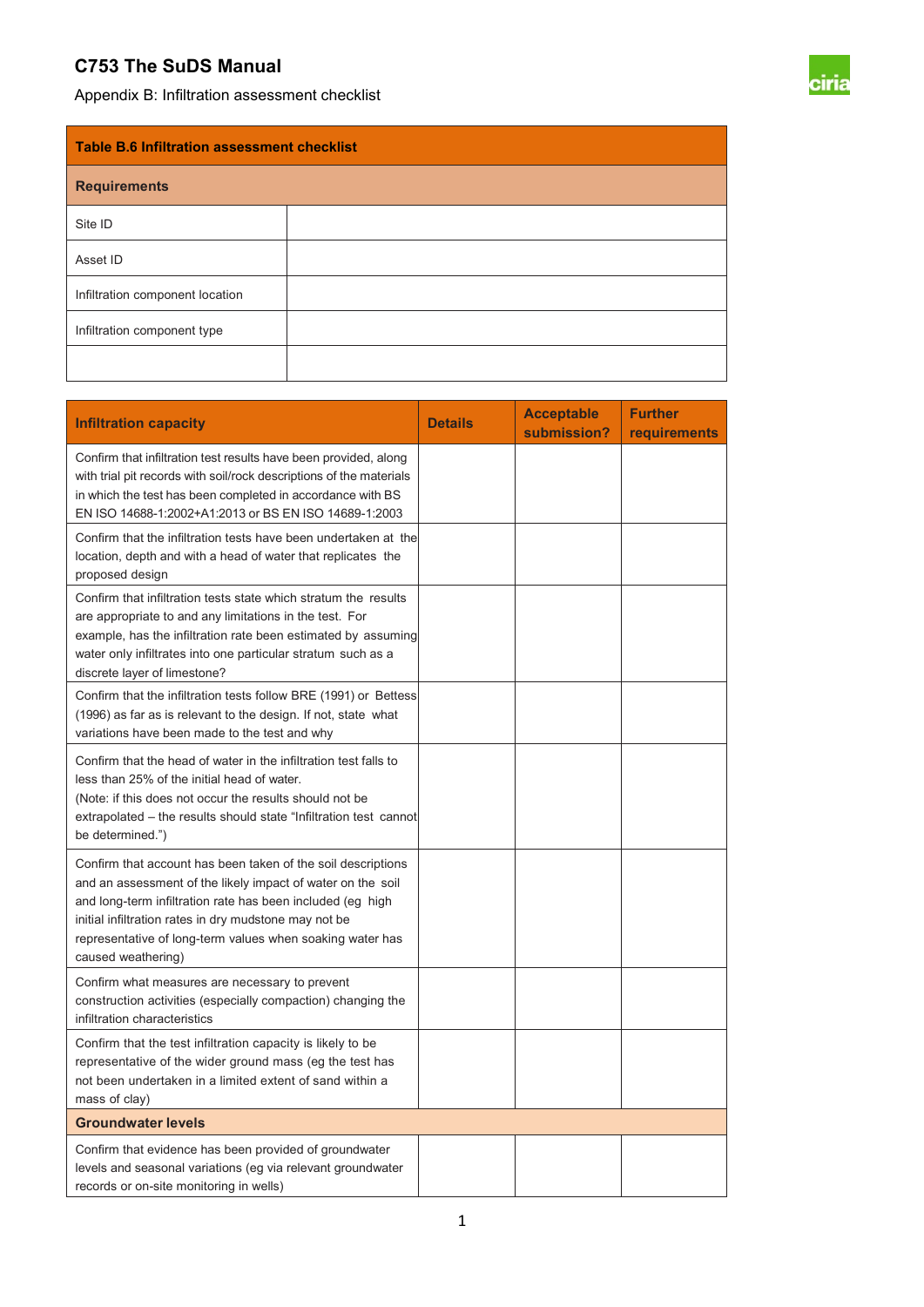# C753 The SuDS Manual

Appendix B: Infiltration assessment checklist

| Table B.6 Infiltration assessment checklist | |
|---|---|
| **Requirements** | |
| Site ID | |
| Asset ID | |
| Infiltration component location | |
| Infiltration component type | |
| | |

| Infiltration capacity | Details | Acceptable submission? | Further requirements |
|---|---|---|---|
| Confirm that infiltration test results have been provided, along with trial pit records with soil/rock descriptions of the materials in which the test has been completed in accordance with BS EN ISO 14688-1:2002+A1:2013 or BS EN ISO 14689-1:2003 | | | |
| Confirm that the infiltration tests have been undertaken at the location, depth and with a head of water that replicates the proposed design | | | |
| Confirm that infiltration tests state which stratum the results are appropriate to and any limitations in the test. For example, has the infiltration rate been estimated by assuming water only infiltrates into one particular stratum such as a discrete layer of limestone? | | | |
| Confirm that the infiltration tests follow BRE (1991) or Bettess (1996) as far as is relevant to the design. If not, state what variations have been made to the test and why | | | |
| Confirm that the head of water in the infiltration test falls to less than 25% of the initial head of water. (Note: if this does not occur the results should not be extrapolated – the results should state "Infiltration test cannot be determined.") | | | |
| Confirm that account has been taken of the soil descriptions and an assessment of the likely impact of water on the soil and long-term infiltration rate has been included (eg high initial infiltration rates in dry mudstone may not be representative of long-term values when soaking water has caused weathering) | | | |
| Confirm what measures are necessary to prevent construction activities (especially compaction) changing the infiltration characteristics | | | |
| Confirm that the test infiltration capacity is likely to be representative of the wider ground mass (eg the test has not been undertaken in a limited extent of sand within a mass of clay) | | | |
| **Groundwater levels** | | | |
| Confirm that evidence has been provided of groundwater levels and seasonal variations (eg via relevant groundwater records or on-site monitoring in wells) | | | |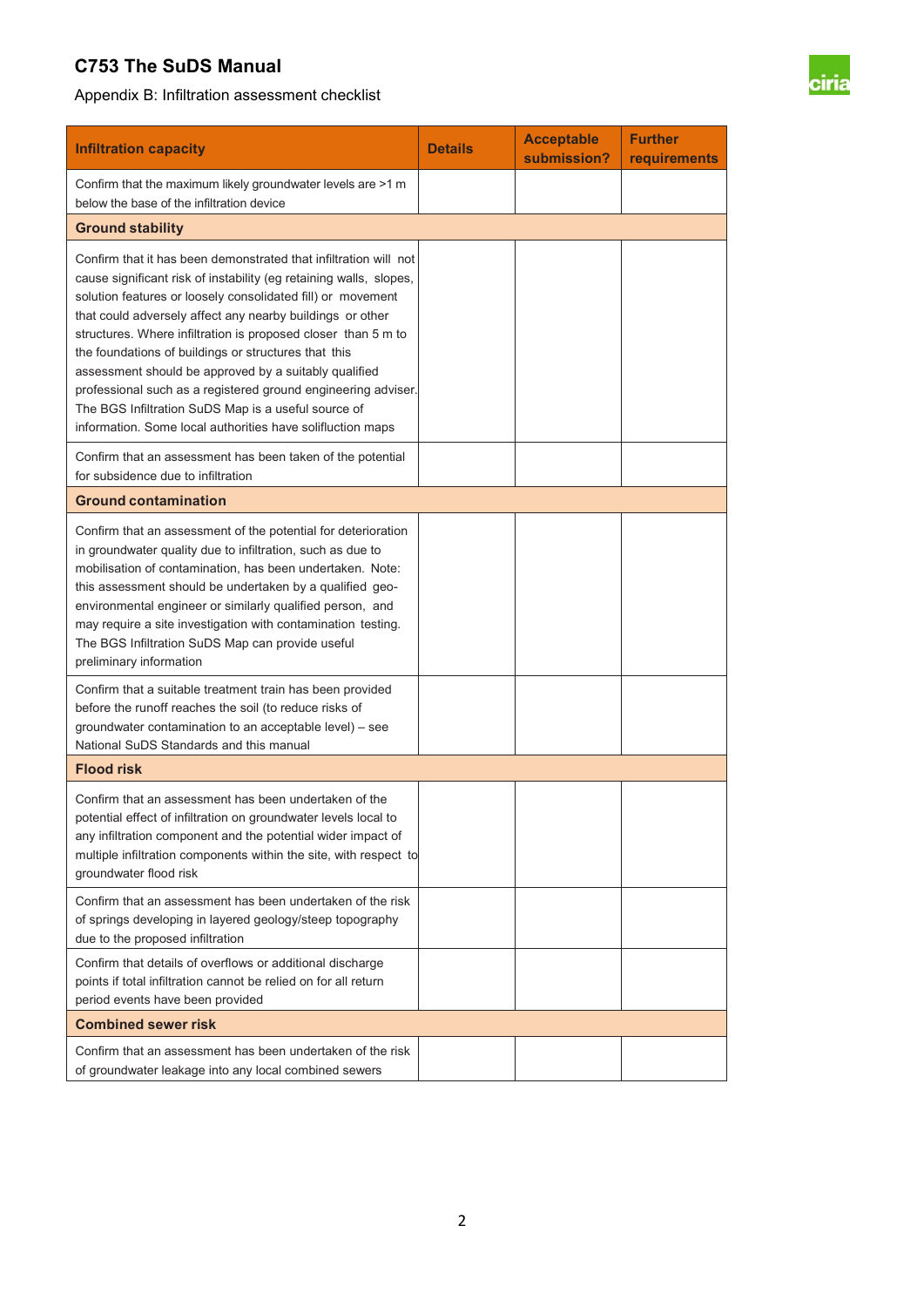**C753 The SuDS Manual**

Appendix B: Infiltration assessment checklist

| Infiltration capacity | Details | Acceptable submission? | Further requirements |
|---|---|---|---|
| Confirm that the maximum likely groundwater levels are >1 m below the base of the infiltration device | | | |
| **Ground stability** | | | |
| Confirm that it has been demonstrated that infiltration will not cause significant risk of instability (eg retaining walls, slopes, solution features or loosely consolidated fill) or movement that could adversely affect any nearby buildings or other structures. Where infiltration is proposed closer than 5 m to the foundations of buildings or structures that this assessment should be approved by a suitably qualified professional such as a registered ground engineering adviser. The BGS Infiltration SuDS Map is a useful source of information. Some local authorities have solifluction maps | | | |
| Confirm that an assessment has been taken of the potential for subsidence due to infiltration | | | |
| **Ground contamination** | | | |
| Confirm that an assessment of the potential for deterioration in groundwater quality due to infiltration, such as due to mobilisation of contamination, has been undertaken. Note: this assessment should be undertaken by a qualified geo-environmental engineer or similarly qualified person, and may require a site investigation with contamination testing. The BGS Infiltration SuDS Map can provide useful preliminary information | | | |
| Confirm that a suitable treatment train has been provided before the runoff reaches the soil (to reduce risks of groundwater contamination to an acceptable level) – see National SuDS Standards and this manual | | | |
| **Flood risk** | | | |
| Confirm that an assessment has been undertaken of the potential effect of infiltration on groundwater levels local to any infiltration component and the potential wider impact of multiple infiltration components within the site, with respect to groundwater flood risk | | | |
| Confirm that an assessment has been undertaken of the risk of springs developing in layered geology/steep topography due to the proposed infiltration | | | |
| Confirm that details of overflows or additional discharge points if total infiltration cannot be relied on for all return period events have been provided | | | |
| **Combined sewer risk** | | | |
| Confirm that an assessment has been undertaken of the risk of groundwater leakage into any local combined sewers | | | |